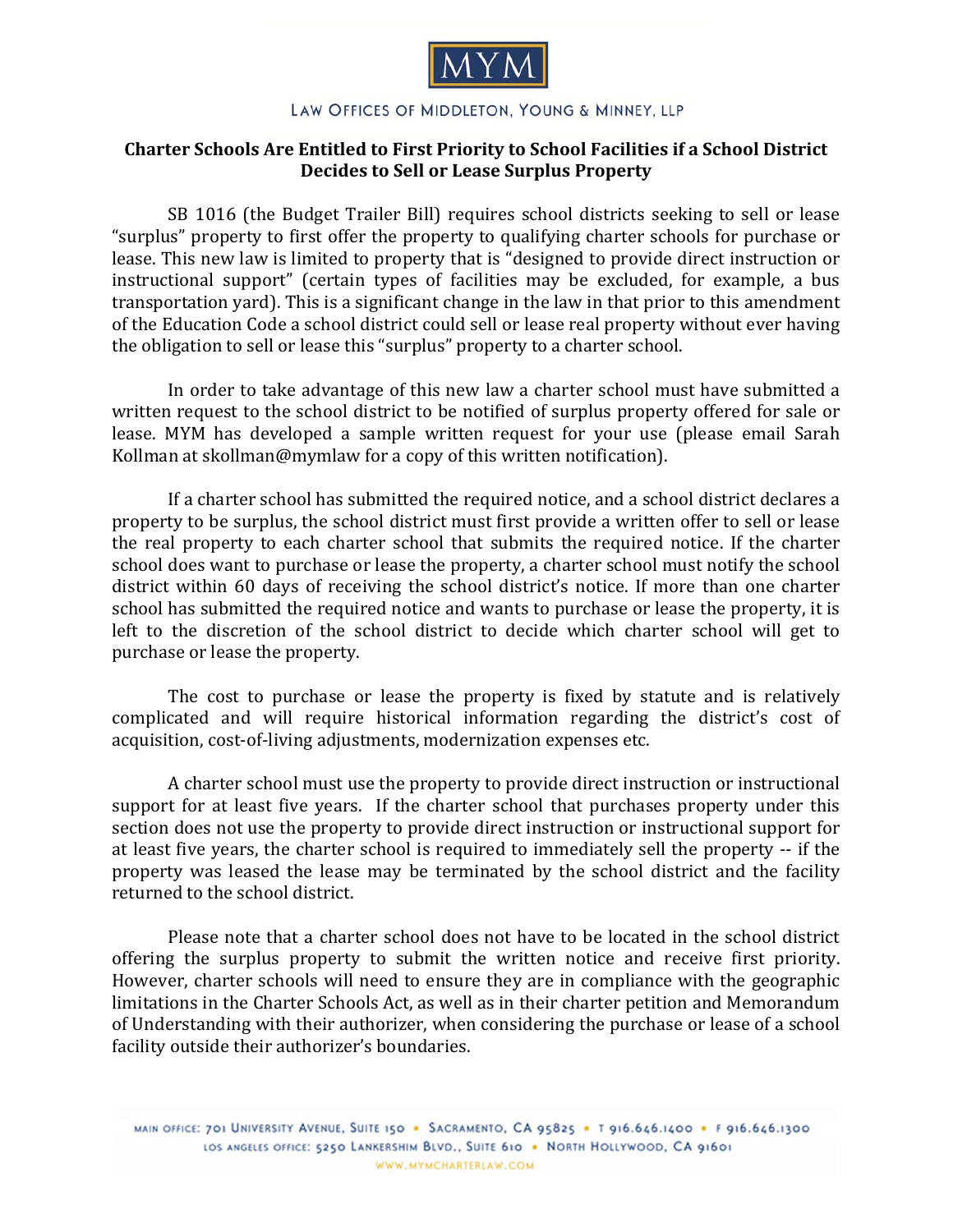MYM

LAW OFFICES OF MIDDLETON, YOUNG & MINNEY, LLP

## Charter Schools Are Entitled to First Priority to School Facilities if a School District Decides to Sell or Lease Surplus Property

SB 1016 (the Budget Trailer Bill) requires school districts seeking to sell or lease "surplus" property to first offer the property to qualifying charter schools for purchase or lease. This new law is limited to property that is "designed to provide direct instruction or instructional support" (certain types of facilities may be excluded, for example, a bus transportation yard). This is a significant change in the law in that prior to this amendment of the Education Code a school district could sell or lease real property without ever having the obligation to sell or lease this "surplus" property to a charter school.

In order to take advantage of this new law a charter school must have submitted a written request to the school district to be notified of surplus property offered for sale or lease. MYM has developed a sample written request for your use (please email Sarah Kollman at skollman@mymlaw for a copy of this written notification).

If a charter school has submitted the required notice, and a school district declares a property to be surplus, the school district must first provide a written offer to sell or lease the real property to each charter school that submits the required notice. If the charter school does want to purchase or lease the property, a charter school must notify the school district within 60 days of receiving the school district's notice. If more than one charter school has submitted the required notice and wants to purchase or lease the property, it is left to the discretion of the school district to decide which charter school will get to purchase or lease the property.

The cost to purchase or lease the property is fixed by statute and is relatively complicated and will require historical information regarding the district's cost of acquisition, cost-of-living adjustments, modernization expenses etc.

A charter school must use the property to provide direct instruction or instructional support for at least five years. If the charter school that purchases property under this section does not use the property to provide direct instruction or instructional support for at least five years, the charter school is required to immediately sell the property -- if the property was leased the lease may be terminated by the school district and the facility returned to the school district.

Please note that a charter school does not have to be located in the school district offering the surplus property to submit the written notice and receive first priority. However, charter schools will need to ensure they are in compliance with the geographic limitations in the Charter Schools Act, as well as in their charter petition and Memorandum of Understanding with their authorizer, when considering the purchase or lease of a school facility outside their authorizer's boundaries.

MAIN OFFICE: 701 UNIVERSITY AVENUE, SUITE 150 • SACRAMENTO, CA 95825 • T 916.646.1400 • F 916.646.1300
LOS ANGELES OFFICE: 5250 LANKERSHIM BLVD., SUITE 610 • NORTH HOLLYWOOD, CA 91601
WWW.MYMCHARTERLAW.COM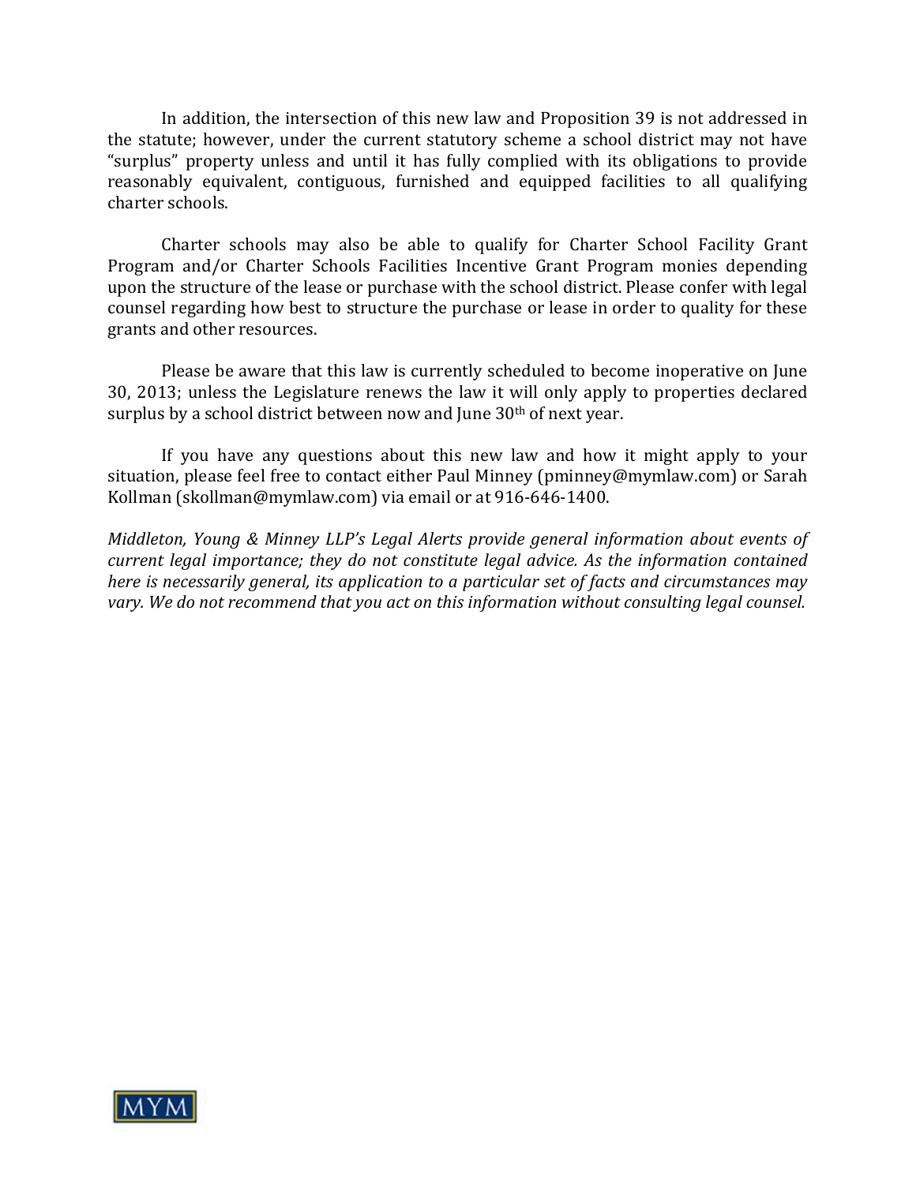In addition, the intersection of this new law and Proposition 39 is not addressed in the statute; however, under the current statutory scheme a school district may not have "surplus" property unless and until it has fully complied with its obligations to provide reasonably equivalent, contiguous, furnished and equipped facilities to all qualifying charter schools.

Charter schools may also be able to qualify for Charter School Facility Grant Program and/or Charter Schools Facilities Incentive Grant Program monies depending upon the structure of the lease or purchase with the school district. Please confer with legal counsel regarding how best to structure the purchase or lease in order to quality for these grants and other resources.

Please be aware that this law is currently scheduled to become inoperative on June 30, 2013; unless the Legislature renews the law it will only apply to properties declared surplus by a school district between now and June 30th of next year.

If you have any questions about this new law and how it might apply to your situation, please feel free to contact either Paul Minney (pminney@mymlaw.com) or Sarah Kollman (skollman@mymlaw.com) via email or at 916-646-1400.

*Middleton, Young & Minney LLP's Legal Alerts provide general information about events of current legal importance; they do not constitute legal advice. As the information contained here is necessarily general, its application to a particular set of facts and circumstances may vary. We do not recommend that you act on this information without consulting legal counsel.*

MYM